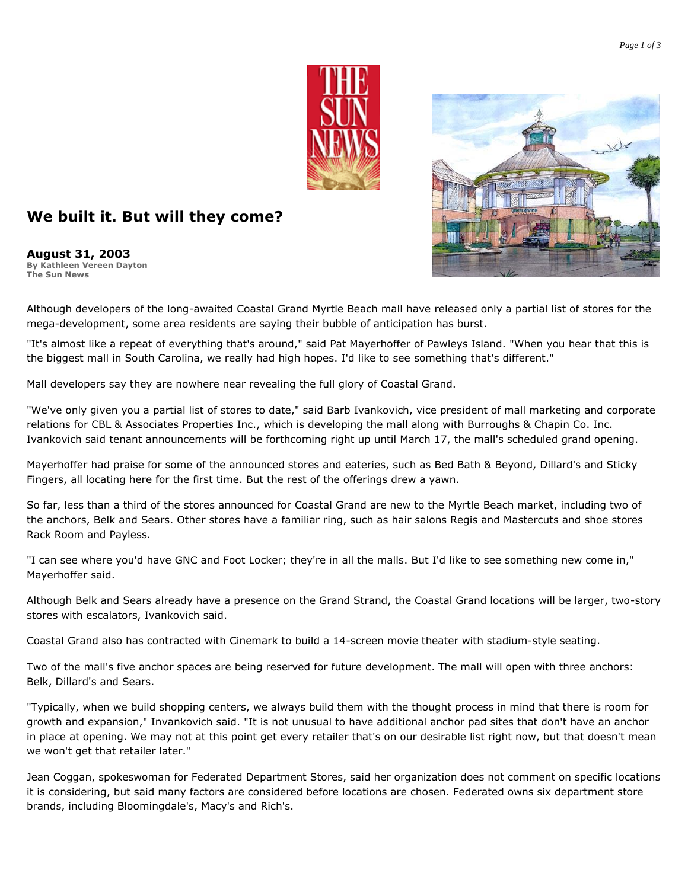# We built it. But will they come?

**August 31, 2003**
**By Kathleen Vereen Dayton**
**The Sun News**

Although developers of the long-awaited Coastal Grand Myrtle Beach mall have released only a partial list of stores for the mega-development, some area residents are saying their bubble of anticipation has burst.

"It's almost like a repeat of everything that's around," said Pat Mayerhoffer of Pawleys Island. "When you hear that this is the biggest mall in South Carolina, we really had high hopes. I'd like to see something that's different."

Mall developers say they are nowhere near revealing the full glory of Coastal Grand.

"We've only given you a partial list of stores to date," said Barb Ivankovich, vice president of mall marketing and corporate relations for CBL & Associates Properties Inc., which is developing the mall along with Burroughs & Chapin Co. Inc. Ivankovich said tenant announcements will be forthcoming right up until March 17, the mall's scheduled grand opening.

Mayerhoffer had praise for some of the announced stores and eateries, such as Bed Bath & Beyond, Dillard's and Sticky Fingers, all locating here for the first time. But the rest of the offerings drew a yawn.

So far, less than a third of the stores announced for Coastal Grand are new to the Myrtle Beach market, including two of the anchors, Belk and Sears. Other stores have a familiar ring, such as hair salons Regis and Mastercuts and shoe stores Rack Room and Payless.

"I can see where you'd have GNC and Foot Locker; they're in all the malls. But I'd like to see something new come in," Mayerhoffer said.

Although Belk and Sears already have a presence on the Grand Strand, the Coastal Grand locations will be larger, two-story stores with escalators, Ivankovich said.

Coastal Grand also has contracted with Cinemark to build a 14-screen movie theater with stadium-style seating.

Two of the mall's five anchor spaces are being reserved for future development. The mall will open with three anchors: Belk, Dillard's and Sears.

"Typically, when we build shopping centers, we always build them with the thought process in mind that there is room for growth and expansion," Invankovich said. "It is not unusual to have additional anchor pad sites that don't have an anchor in place at opening. We may not at this point get every retailer that's on our desirable list right now, but that doesn't mean we won't get that retailer later."

Jean Coggan, spokeswoman for Federated Department Stores, said her organization does not comment on specific locations it is considering, but said many factors are considered before locations are chosen. Federated owns six department store brands, including Bloomingdale's, Macy's and Rich's.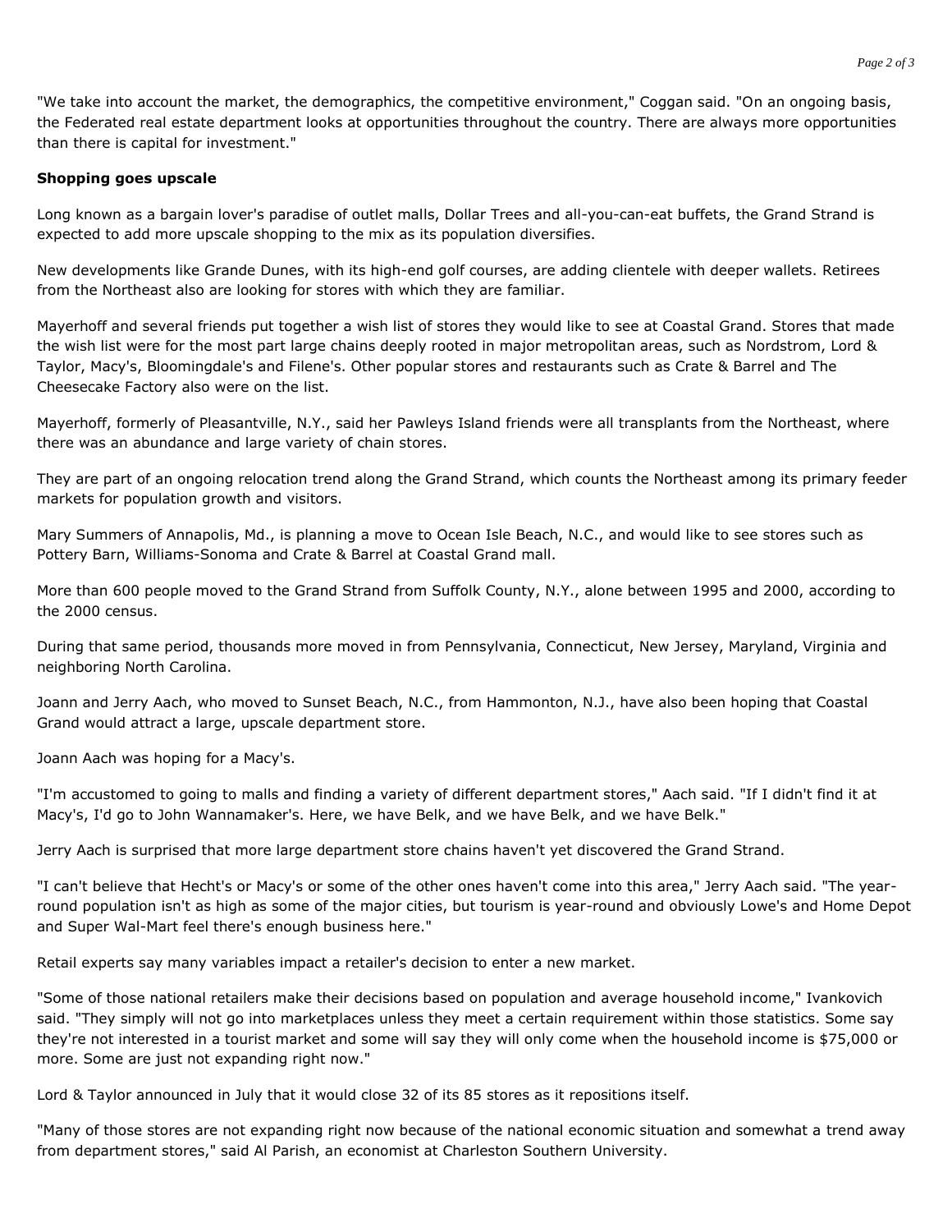"We take into account the market, the demographics, the competitive environment," Coggan said. "On an ongoing basis, the Federated real estate department looks at opportunities throughout the country. There are always more opportunities than there is capital for investment."

**Shopping goes upscale**

Long known as a bargain lover's paradise of outlet malls, Dollar Trees and all-you-can-eat buffets, the Grand Strand is expected to add more upscale shopping to the mix as its population diversifies.

New developments like Grande Dunes, with its high-end golf courses, are adding clientele with deeper wallets. Retirees from the Northeast also are looking for stores with which they are familiar.

Mayerhoff and several friends put together a wish list of stores they would like to see at Coastal Grand. Stores that made the wish list were for the most part large chains deeply rooted in major metropolitan areas, such as Nordstrom, Lord & Taylor, Macy's, Bloomingdale's and Filene's. Other popular stores and restaurants such as Crate & Barrel and The Cheesecake Factory also were on the list.

Mayerhoff, formerly of Pleasantville, N.Y., said her Pawleys Island friends were all transplants from the Northeast, where there was an abundance and large variety of chain stores.

They are part of an ongoing relocation trend along the Grand Strand, which counts the Northeast among its primary feeder markets for population growth and visitors.

Mary Summers of Annapolis, Md., is planning a move to Ocean Isle Beach, N.C., and would like to see stores such as Pottery Barn, Williams-Sonoma and Crate & Barrel at Coastal Grand mall.

More than 600 people moved to the Grand Strand from Suffolk County, N.Y., alone between 1995 and 2000, according to the 2000 census.

During that same period, thousands more moved in from Pennsylvania, Connecticut, New Jersey, Maryland, Virginia and neighboring North Carolina.

Joann and Jerry Aach, who moved to Sunset Beach, N.C., from Hammonton, N.J., have also been hoping that Coastal Grand would attract a large, upscale department store.

Joann Aach was hoping for a Macy's.

"I'm accustomed to going to malls and finding a variety of different department stores," Aach said. "If I didn't find it at Macy's, I'd go to John Wannamaker's. Here, we have Belk, and we have Belk, and we have Belk."

Jerry Aach is surprised that more large department store chains haven't yet discovered the Grand Strand.

"I can't believe that Hecht's or Macy's or some of the other ones haven't come into this area," Jerry Aach said. "The year-round population isn't as high as some of the major cities, but tourism is year-round and obviously Lowe's and Home Depot and Super Wal-Mart feel there's enough business here."

Retail experts say many variables impact a retailer's decision to enter a new market.

"Some of those national retailers make their decisions based on population and average household income," Ivankovich said. "They simply will not go into marketplaces unless they meet a certain requirement within those statistics. Some say they're not interested in a tourist market and some will say they will only come when the household income is $75,000 or more. Some are just not expanding right now."

Lord & Taylor announced in July that it would close 32 of its 85 stores as it repositions itself.

"Many of those stores are not expanding right now because of the national economic situation and somewhat a trend away from department stores," said Al Parish, an economist at Charleston Southern University.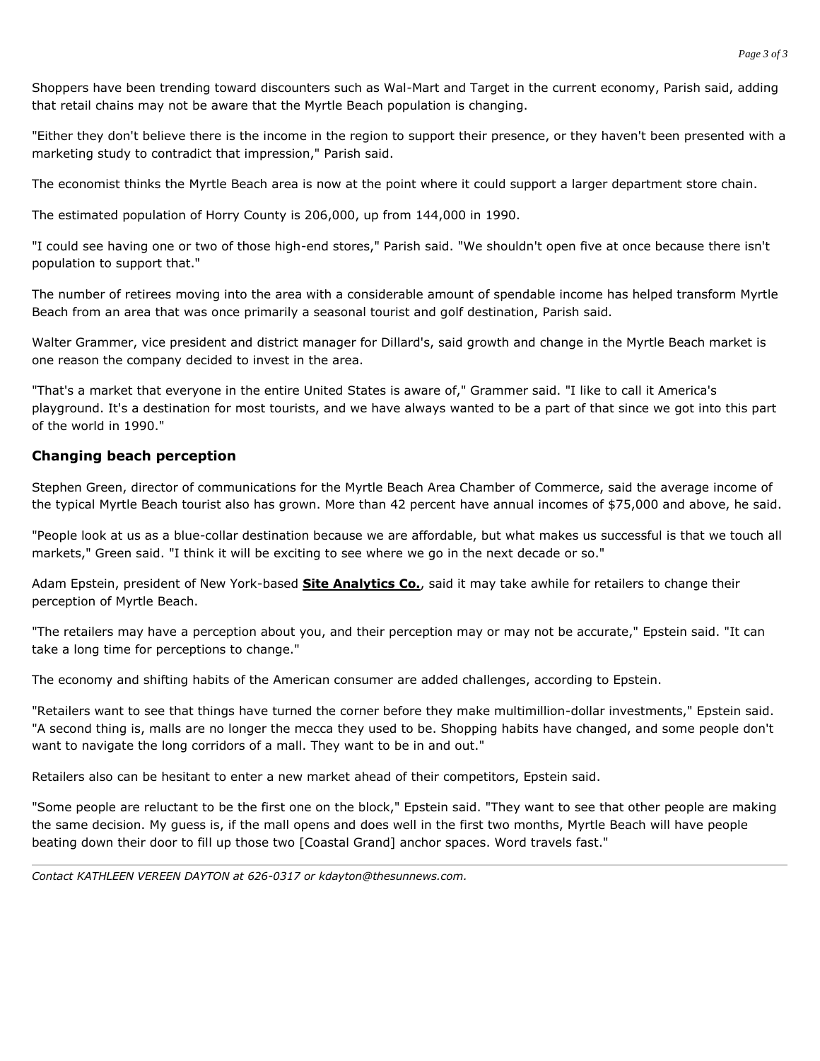Shoppers have been trending toward discounters such as Wal-Mart and Target in the current economy, Parish said, adding that retail chains may not be aware that the Myrtle Beach population is changing.

"Either they don't believe there is the income in the region to support their presence, or they haven't been presented with a marketing study to contradict that impression," Parish said.

The economist thinks the Myrtle Beach area is now at the point where it could support a larger department store chain.

The estimated population of Horry County is 206,000, up from 144,000 in 1990.

"I could see having one or two of those high-end stores," Parish said. "We shouldn't open five at once because there isn't population to support that."

The number of retirees moving into the area with a considerable amount of spendable income has helped transform Myrtle Beach from an area that was once primarily a seasonal tourist and golf destination, Parish said.

Walter Grammer, vice president and district manager for Dillard's, said growth and change in the Myrtle Beach market is one reason the company decided to invest in the area.

"That's a market that everyone in the entire United States is aware of," Grammer said. "I like to call it America's playground. It's a destination for most tourists, and we have always wanted to be a part of that since we got into this part of the world in 1990."

## Changing beach perception

Stephen Green, director of communications for the Myrtle Beach Area Chamber of Commerce, said the average income of the typical Myrtle Beach tourist also has grown. More than 42 percent have annual incomes of $75,000 and above, he said.

"People look at us as a blue-collar destination because we are affordable, but what makes us successful is that we touch all markets," Green said. "I think it will be exciting to see where we go in the next decade or so."

Adam Epstein, president of New York-based **Site Analytics Co.**, said it may take awhile for retailers to change their perception of Myrtle Beach.

"The retailers may have a perception about you, and their perception may or may not be accurate," Epstein said. "It can take a long time for perceptions to change."

The economy and shifting habits of the American consumer are added challenges, according to Epstein.

"Retailers want to see that things have turned the corner before they make multimillion-dollar investments," Epstein said. "A second thing is, malls are no longer the mecca they used to be. Shopping habits have changed, and some people don't want to navigate the long corridors of a mall. They want to be in and out."

Retailers also can be hesitant to enter a new market ahead of their competitors, Epstein said.

"Some people are reluctant to be the first one on the block," Epstein said. "They want to see that other people are making the same decision. My guess is, if the mall opens and does well in the first two months, Myrtle Beach will have people beating down their door to fill up those two [Coastal Grand] anchor spaces. Word travels fast."

---

*Contact KATHLEEN VEREEN DAYTON at 626-0317 or kdayton@thesunnews.com.*